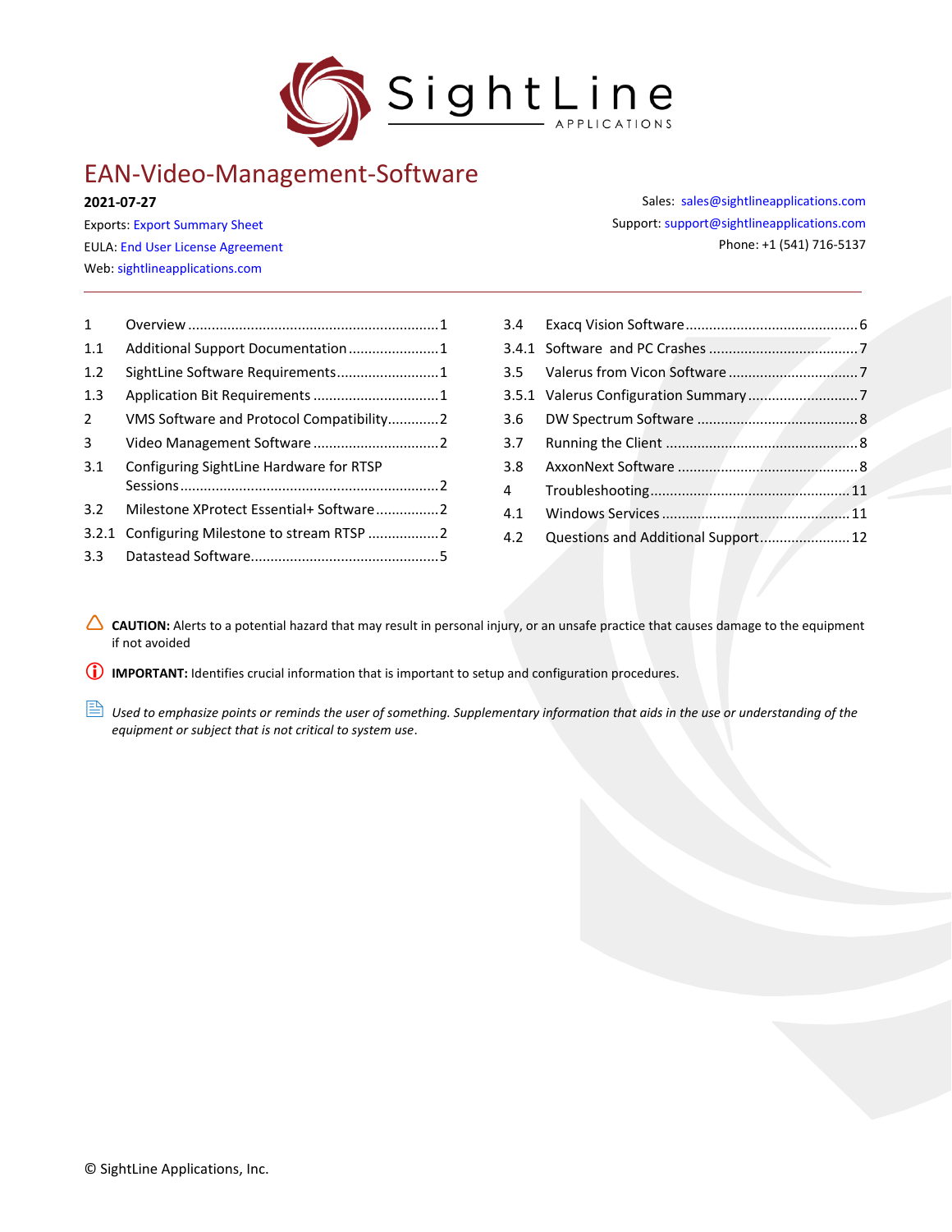# EAN-Video-Management-Software

**2021-07-27**

Exports: Export Summary Sheet
EULA: End User License Agreement
Web: sightlineapplications.com

Sales: sales@sightlineapplications.com
Support: support@sightlineapplications.com
Phone: +1 (541) 716-5137

| | | |
|---|---|---|
| 1 | Overview | 1 |
| 1.1 | Additional Support Documentation | 1 |
| 1.2 | SightLine Software Requirements | 1 |
| 1.3 | Application Bit Requirements | 1 |
| 2 | VMS Software and Protocol Compatibility | 2 |
| 3 | Video Management Software | 2 |
| 3.1 | Configuring SightLine Hardware for RTSP Sessions | 2 |
| 3.2 | Milestone XProtect Essential+ Software | 2 |
| 3.2.1 | Configuring Milestone to stream RTSP | 2 |
| 3.3 | Datastead Software | 5 |
| 3.4 | Exacq Vision Software | 6 |
| 3.4.1 | Software and PC Crashes | 7 |
| 3.5 | Valerus from Vicon Software | 7 |
| 3.5.1 | Valerus Configuration Summary | 7 |
| 3.6 | DW Spectrum Software | 8 |
| 3.7 | Running the Client | 8 |
| 3.8 | AxxonNext Software | 8 |
| 4 | Troubleshooting | 11 |
| 4.1 | Windows Services | 11 |
| 4.2 | Questions and Additional Support | 12 |

**CAUTION:** Alerts to a potential hazard that may result in personal injury, or an unsafe practice that causes damage to the equipment if not avoided

**IMPORTANT:** Identifies crucial information that is important to setup and configuration procedures.

*Used to emphasize points or reminds the user of something. Supplementary information that aids in the use or understanding of the equipment or subject that is not critical to system use.*

© SightLine Applications, Inc.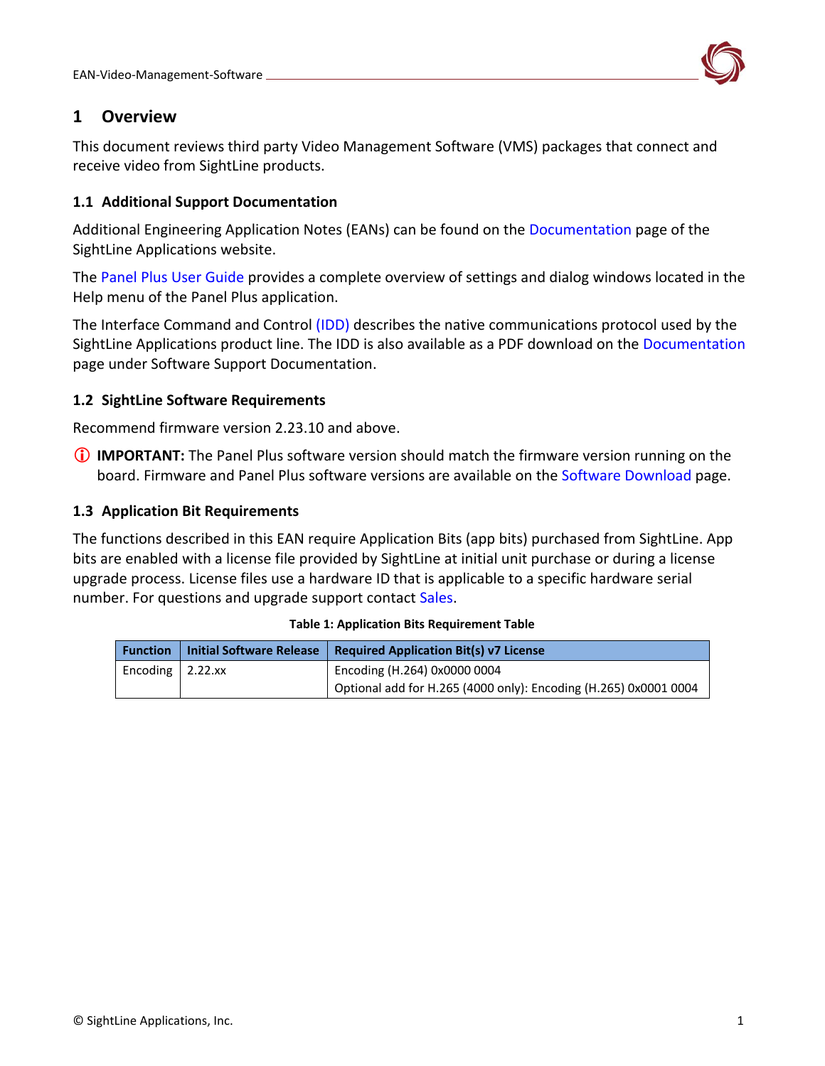# 1 Overview

This document reviews third party Video Management Software (VMS) packages that connect and receive video from SightLine products.

## 1.1 Additional Support Documentation

Additional Engineering Application Notes (EANs) can be found on the Documentation page of the SightLine Applications website.

The Panel Plus User Guide provides a complete overview of settings and dialog windows located in the Help menu of the Panel Plus application.

The Interface Command and Control (IDD) describes the native communications protocol used by the SightLine Applications product line. The IDD is also available as a PDF download on the Documentation page under Software Support Documentation.

## 1.2 SightLine Software Requirements

Recommend firmware version 2.23.10 and above.

ⓘ **IMPORTANT:** The Panel Plus software version should match the firmware version running on the board. Firmware and Panel Plus software versions are available on the Software Download page.

## 1.3 Application Bit Requirements

The functions described in this EAN require Application Bits (app bits) purchased from SightLine. App bits are enabled with a license file provided by SightLine at initial unit purchase or during a license upgrade process. License files use a hardware ID that is applicable to a specific hardware serial number. For questions and upgrade support contact Sales.

**Table 1: Application Bits Requirement Table**

| Function | Initial Software Release | Required Application Bit(s) v7 License |
|---|---|---|
| Encoding | 2.22.xx | Encoding (H.264) 0x0000 0004<br>Optional add for H.265 (4000 only): Encoding (H.265) 0x0001 0004 |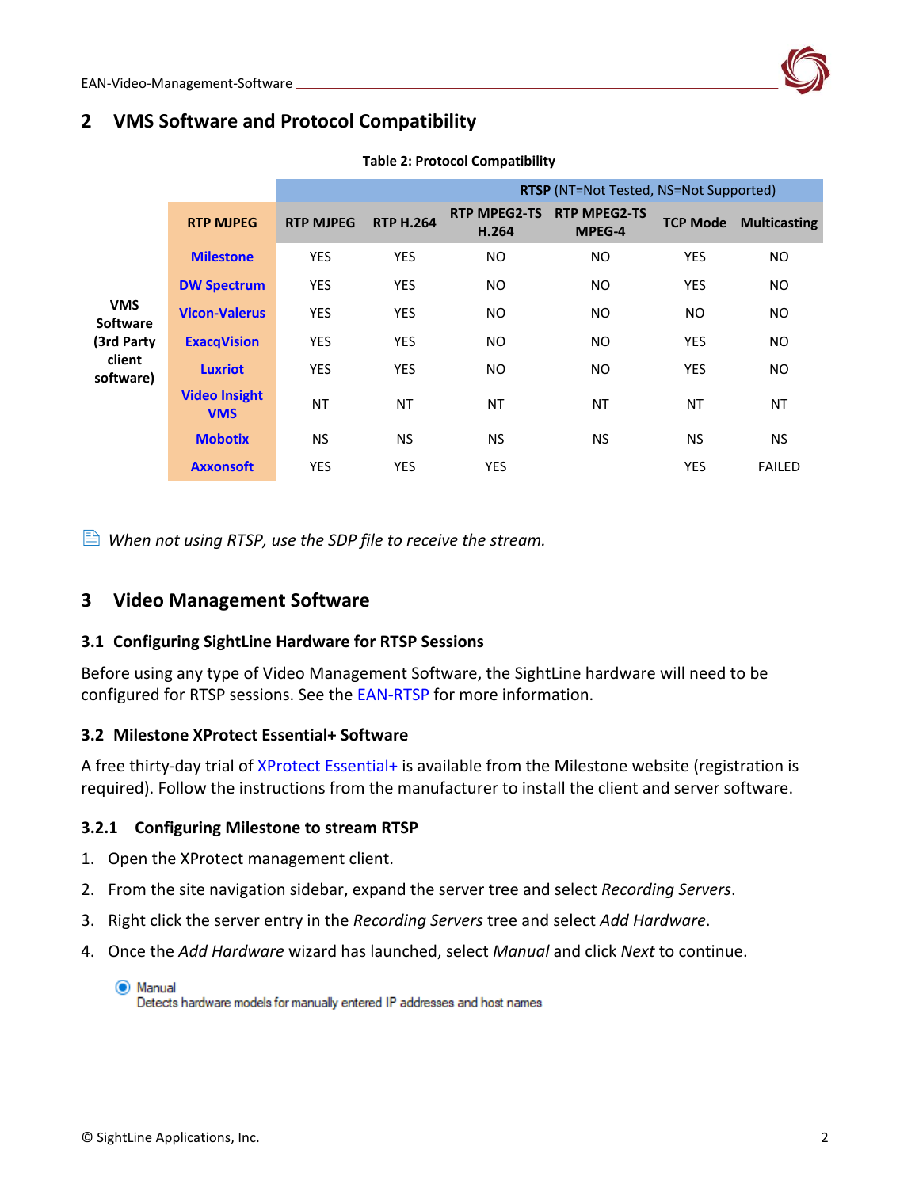## 2 VMS Software and Protocol Compatibility

**Table 2: Protocol Compatibility**

| | | RTSP (NT=Not Tested, NS=Not Supported) | | | | | |
|---|---|---|---|---|---|---|---|
| | **RTP MJPEG** | **RTP MJPEG** | **RTP H.264** | **RTP MPEG2-TS H.264** | **RTP MPEG2-TS MPEG-4** | **TCP Mode** | **Multicasting** |
| **VMS Software (3rd Party client software)** | **Milestone** | YES | YES | NO | NO | YES | NO |
| | **DW Spectrum** | YES | YES | NO | NO | YES | NO |
| | **Vicon-Valerus** | YES | YES | NO | NO | NO | NO |
| | **ExacqVision** | YES | YES | NO | NO | YES | NO |
| | **Luxriot** | YES | YES | NO | NO | YES | NO |
| | **Video Insight VMS** | NT | NT | NT | NT | NT | NT |
| | **Mobotix** | NS | NS | NS | NS | NS | NS |
| | **Axxonsoft** | YES | YES | YES | | YES | FAILED |

*When not using RTSP, use the SDP file to receive the stream.*

## 3 Video Management Software

### 3.1 Configuring SightLine Hardware for RTSP Sessions

Before using any type of Video Management Software, the SightLine hardware will need to be configured for RTSP sessions. See the EAN-RTSP for more information.

### 3.2 Milestone XProtect Essential+ Software

A free thirty-day trial of XProtect Essential+ is available from the Milestone website (registration is required). Follow the instructions from the manufacturer to install the client and server software.

#### 3.2.1 Configuring Milestone to stream RTSP

1. Open the XProtect management client.
2. From the site navigation sidebar, expand the server tree and select *Recording Servers*.
3. Right click the server entry in the *Recording Servers* tree and select *Add Hardware*.
4. Once the *Add Hardware* wizard has launched, select *Manual* and click *Next* to continue.

Manual
Detects hardware models for manually entered IP addresses and host names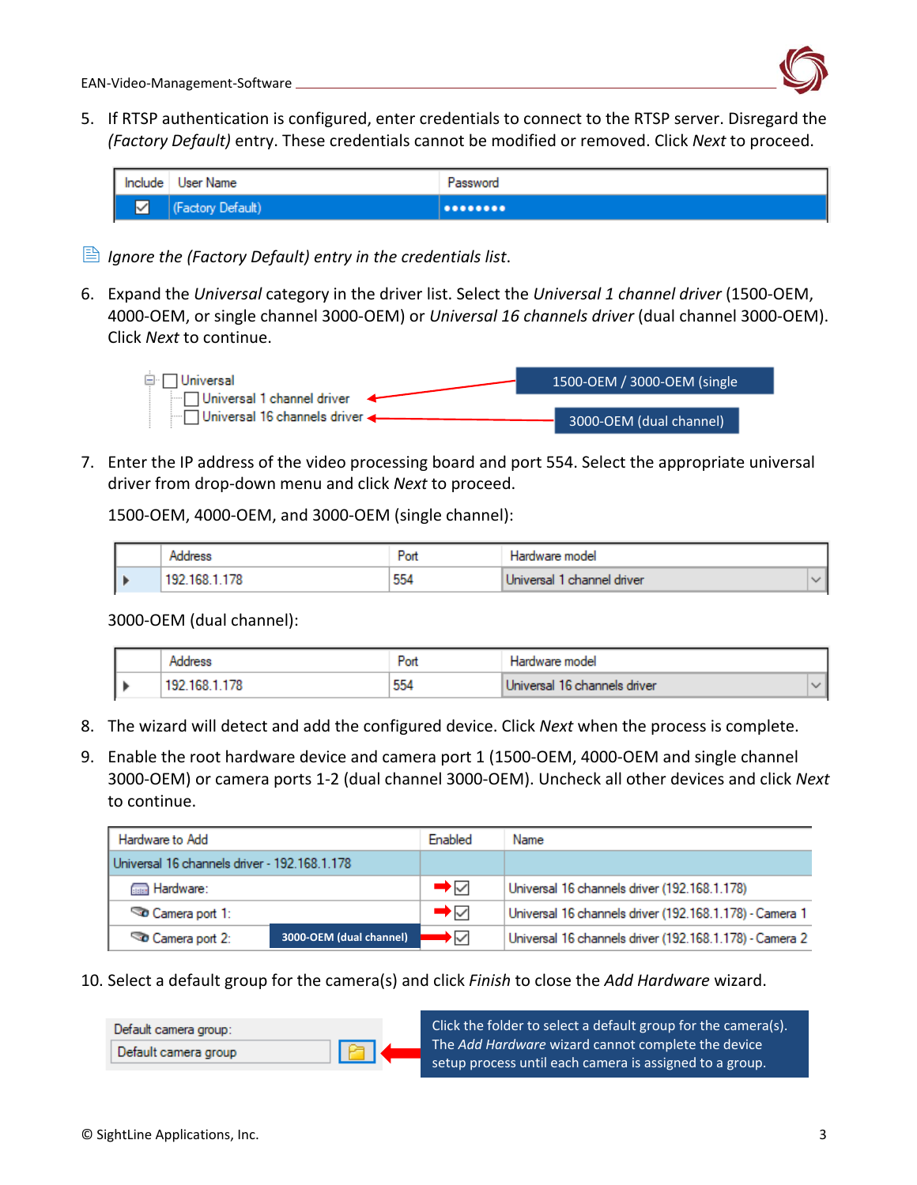5. If RTSP authentication is configured, enter credentials to connect to the RTSP server. Disregard the *(Factory Default)* entry. These credentials cannot be modified or removed. Click *Next* to proceed.

| Include | User Name | Password |
|---|---|---|
| ☑ | (Factory Default) | •••••••• |

*Ignore the (Factory Default) entry in the credentials list.*

6. Expand the *Universal* category in the driver list. Select the *Universal 1 channel driver* (1500-OEM, 4000-OEM, or single channel 3000-OEM) or *Universal 16 channels driver* (dual channel 3000-OEM). Click *Next* to continue.

   - Universal
     - Universal 1 channel driver ← 1500-OEM / 3000-OEM (single
     - Universal 16 channels driver ← 3000-OEM (dual channel)

7. Enter the IP address of the video processing board and port 554. Select the appropriate universal driver from drop-down menu and click *Next* to proceed.

   1500-OEM, 4000-OEM, and 3000-OEM (single channel):

| | Address | Port | Hardware model |
|---|---|---|---|
| ▸ | 192.168.1.178 | 554 | Universal 1 channel driver |

   3000-OEM (dual channel):

| | Address | Port | Hardware model |
|---|---|---|---|
| ▸ | 192.168.1.178 | 554 | Universal 16 channels driver |

8. The wizard will detect and add the configured device. Click *Next* when the process is complete.
9. Enable the root hardware device and camera port 1 (1500-OEM, 4000-OEM and single channel 3000-OEM) or camera ports 1-2 (dual channel 3000-OEM). Uncheck all other devices and click *Next* to continue.

| Hardware to Add | Enabled | Name |
|---|---|---|
| Universal 16 channels driver - 192.168.1.178 | | |
| Hardware: | ☑ | Universal 16 channels driver (192.168.1.178) |
| Camera port 1: | ☑ | Universal 16 channels driver (192.168.1.178) - Camera 1 |
| Camera port 2: (3000-OEM (dual channel)) | ☑ | Universal 16 channels driver (192.168.1.178) - Camera 2 |

10. Select a default group for the camera(s) and click *Finish* to close the *Add Hardware* wizard.

   Default camera group: Default camera group

   Click the folder to select a default group for the camera(s). The *Add Hardware* wizard cannot complete the device setup process until each camera is assigned to a group.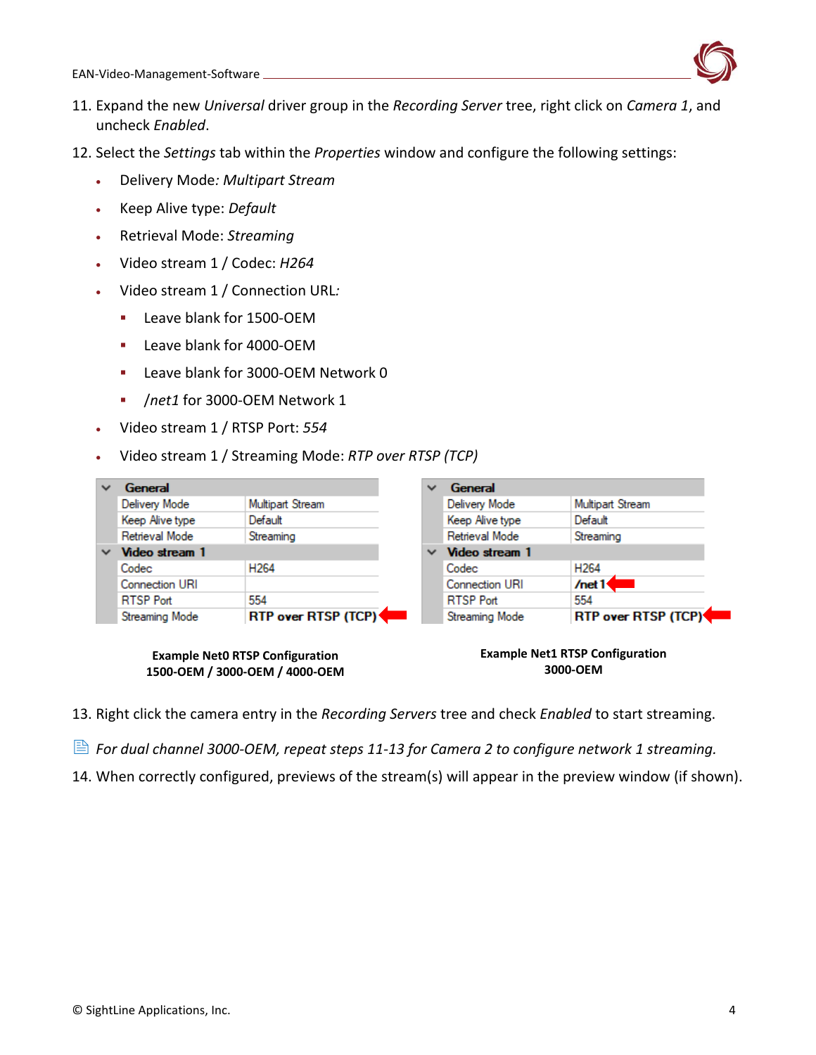11. Expand the new *Universal* driver group in the *Recording Server* tree, right click on *Camera 1*, and uncheck *Enabled*.
12. Select the *Settings* tab within the *Properties* window and configure the following settings:
    - Delivery Mode*: Multipart Stream*
    - Keep Alive type: *Default*
    - Retrieval Mode: *Streaming*
    - Video stream 1 / Codec: *H264*
    - Video stream 1 / Connection URL*:*
        - Leave blank for 1500-OEM
        - Leave blank for 4000-OEM
        - Leave blank for 3000-OEM Network 0
        - */net1* for 3000-OEM Network 1
    - Video stream 1 / RTSP Port: *554*
    - Video stream 1 / Streaming Mode: *RTP over RTSP (TCP)*

| General | |
|---|---|
| Delivery Mode | Multipart Stream |
| Keep Alive type | Default |
| Retrieval Mode | Streaming |
| **Video stream 1** | |
| Codec | H264 |
| Connection URI | |
| RTSP Port | 554 |
| Streaming Mode | **RTP over RTSP (TCP)** |

**Example Net0 RTSP Configuration 1500-OEM / 3000-OEM / 4000-OEM**

| General | |
|---|---|
| Delivery Mode | Multipart Stream |
| Keep Alive type | Default |
| Retrieval Mode | Streaming |
| **Video stream 1** | |
| Codec | H264 |
| Connection URI | **/net1** |
| RTSP Port | 554 |
| Streaming Mode | **RTP over RTSP (TCP)** |

**Example Net1 RTSP Configuration 3000-OEM**

13. Right click the camera entry in the *Recording Servers* tree and check *Enabled* to start streaming.

*For dual channel 3000-OEM, repeat steps 11-13 for Camera 2 to configure network 1 streaming.*

14. When correctly configured, previews of the stream(s) will appear in the preview window (if shown).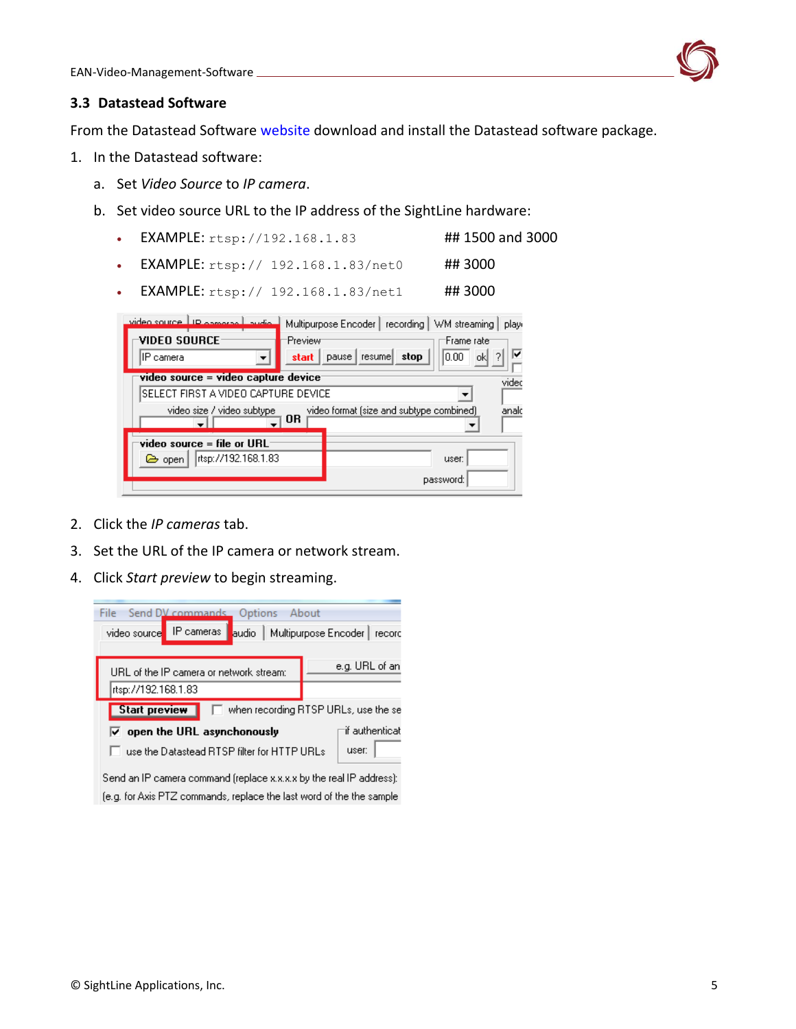### 3.3 Datastead Software

From the Datastead Software website download and install the Datastead software package.

1. In the Datastead software:
   a. Set *Video Source* to *IP camera*.
   b. Set video source URL to the IP address of the SightLine hardware:
      - EXAMPLE: `rtsp://192.168.1.83` ## 1500 and 3000
      - EXAMPLE: `rtsp:// 192.168.1.83/net0` ## 3000
      - EXAMPLE: `rtsp:// 192.168.1.83/net1` ## 3000

2. Click the *IP cameras* tab.
3. Set the URL of the IP camera or network stream.
4. Click *Start preview* to begin streaming.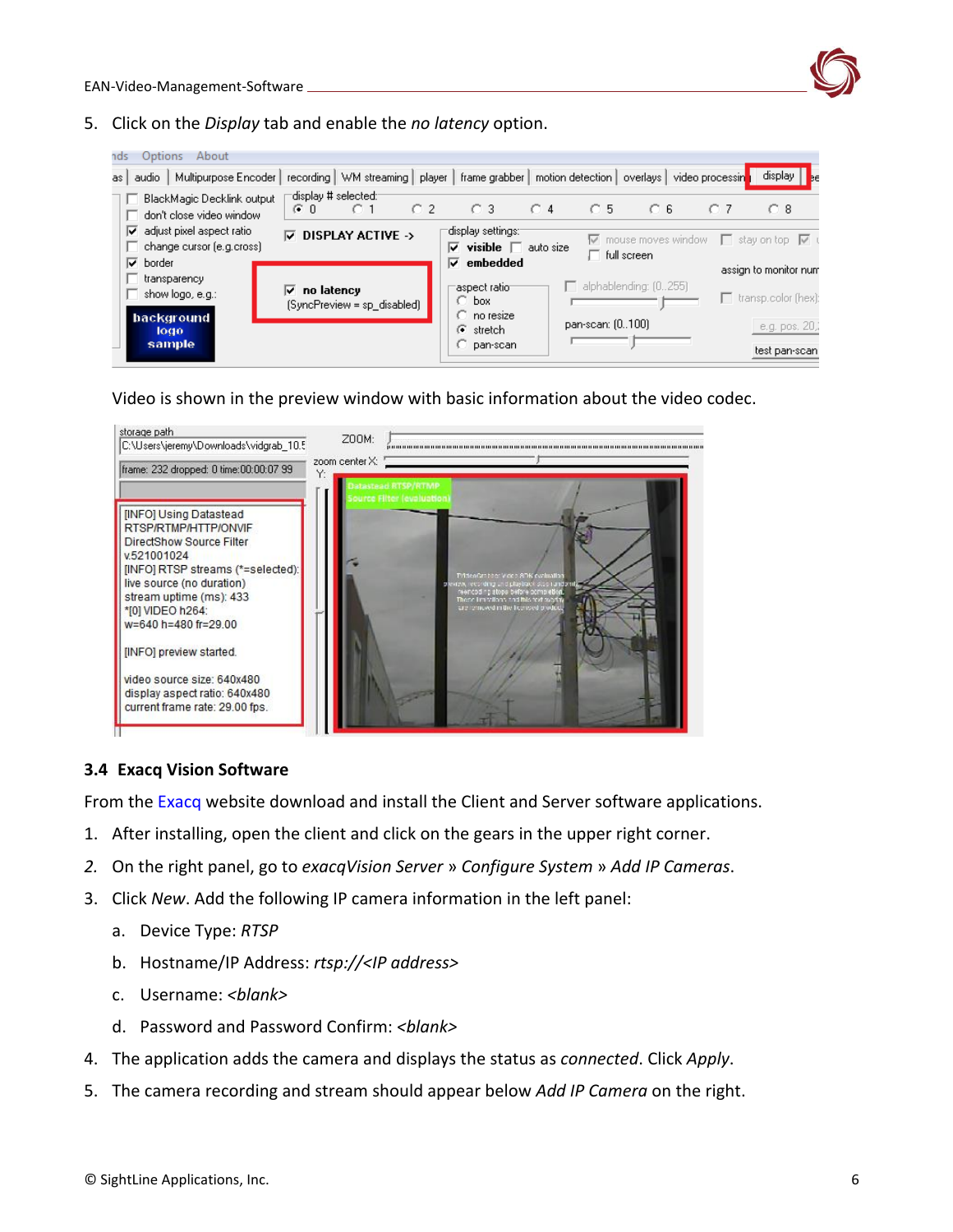5. Click on the *Display* tab and enable the *no latency* option.

Video is shown in the preview window with basic information about the video codec.

### 3.4 Exacq Vision Software

From the Exacq website download and install the Client and Server software applications.

1. After installing, open the client and click on the gears in the upper right corner.
2. On the right panel, go to *exacqVision Server* » *Configure System* » *Add IP Cameras*.
3. Click *New*. Add the following IP camera information in the left panel:
   a. Device Type: *RTSP*
   b. Hostname/IP Address: *rtsp://<IP address>*
   c. Username: *<blank>*
   d. Password and Password Confirm: *<blank>*
4. The application adds the camera and displays the status as *connected*. Click *Apply*.
5. The camera recording and stream should appear below *Add IP Camera* on the right.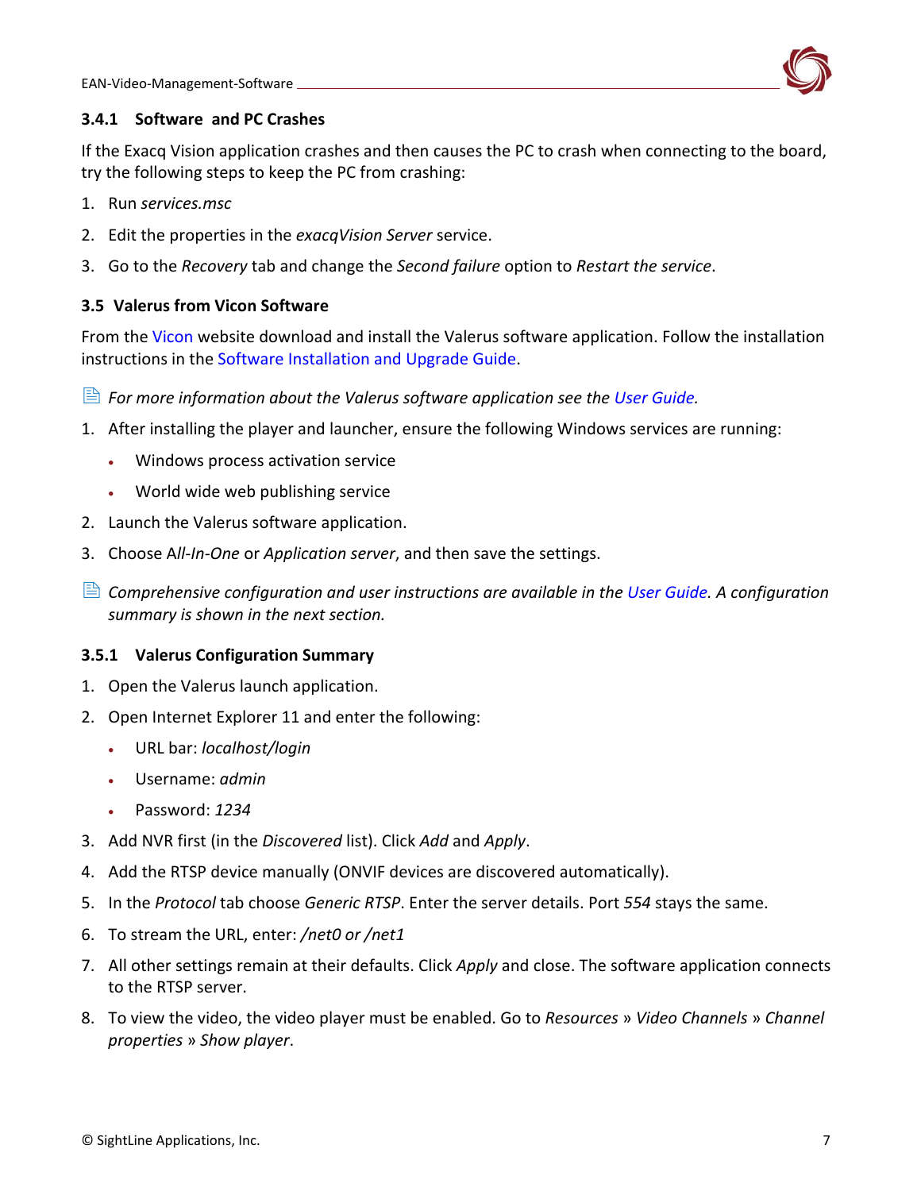### 3.4.1 Software and PC Crashes

If the Exacq Vision application crashes and then causes the PC to crash when connecting to the board, try the following steps to keep the PC from crashing:

1. Run *services.msc*
2. Edit the properties in the *exacqVision Server* service.
3. Go to the *Recovery* tab and change the *Second failure* option to *Restart the service*.

### 3.5 Valerus from Vicon Software

From the Vicon website download and install the Valerus software application. Follow the installation instructions in the Software Installation and Upgrade Guide.

*For more information about the Valerus software application see the User Guide.*

1. After installing the player and launcher, ensure the following Windows services are running:
   - Windows process activation service
   - World wide web publishing service
2. Launch the Valerus software application.
3. Choose A*ll-In-One* or *Application server*, and then save the settings.

*Comprehensive configuration and user instructions are available in the User Guide. A configuration summary is shown in the next section.*

#### 3.5.1 Valerus Configuration Summary

1. Open the Valerus launch application.
2. Open Internet Explorer 11 and enter the following:
   - URL bar: *localhost/login*
   - Username: *admin*
   - Password: *1234*
3. Add NVR first (in the *Discovered* list). Click *Add* and *Apply*.
4. Add the RTSP device manually (ONVIF devices are discovered automatically).
5. In the *Protocol* tab choose *Generic RTSP*. Enter the server details. Port *554* stays the same.
6. To stream the URL, enter: */net0 or /net1*
7. All other settings remain at their defaults. Click *Apply* and close. The software application connects to the RTSP server.
8. To view the video, the video player must be enabled. Go to *Resources* » *Video Channels* » *Channel properties* » *Show player*.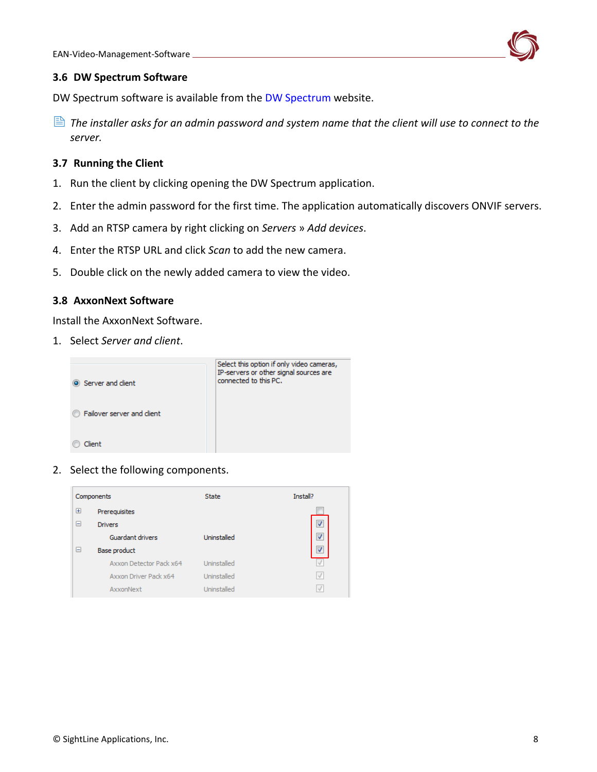### 3.6 DW Spectrum Software

DW Spectrum software is available from the DW Spectrum website.

*The installer asks for an admin password and system name that the client will use to connect to the server.*

### 3.7 Running the Client

1. Run the client by clicking opening the DW Spectrum application.
2. Enter the admin password for the first time. The application automatically discovers ONVIF servers.
3. Add an RTSP camera by right clicking on *Servers* » *Add devices*.
4. Enter the RTSP URL and click *Scan* to add the new camera.
5. Double click on the newly added camera to view the video.

### 3.8 AxxonNext Software

Install the AxxonNext Software.

1. Select *Server and client*.

Server and client

Failover server and client

Client

Select this option if only video cameras, IP-servers or other signal sources are connected to this PC.

2. Select the following components.

| Components | State | Install? |
|---|---|---|
| Prerequisites | | ☐ |
| Drivers | | ☑ |
| Guardant drivers | Uninstalled | ☑ |
| Base product | | ☑ |
| Axxon Detector Pack x64 | Uninstalled | ☑ |
| Axxon Driver Pack x64 | Uninstalled | ☑ |
| AxxonNext | Uninstalled | ☑ |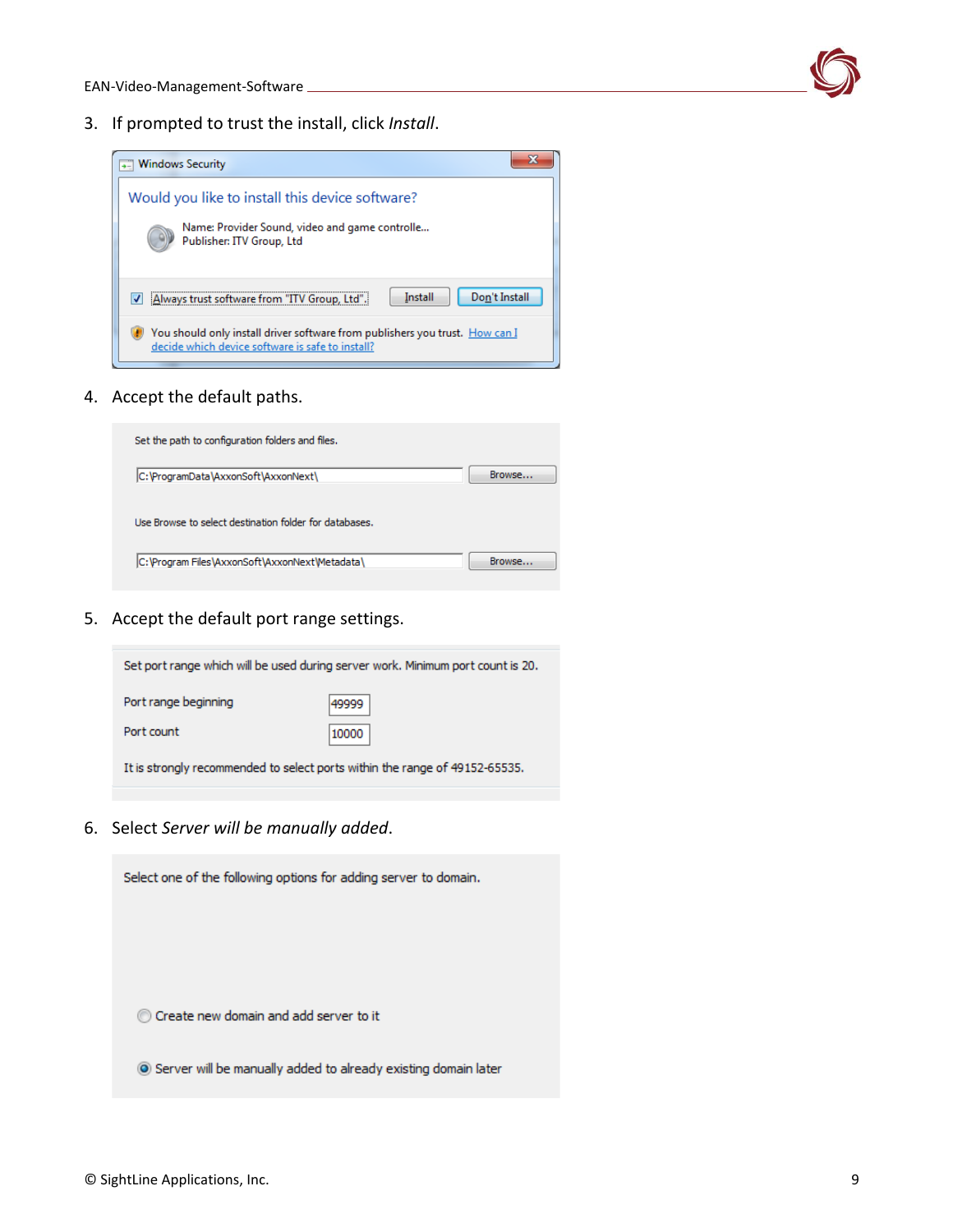3. If prompted to trust the install, click *Install*.

Windows Security

Would you like to install this device software?

Name: Provider Sound, video and game controlle...
Publisher: ITV Group, Ltd

Always trust software from "ITV Group, Ltd". Install Don't Install

You should only install driver software from publishers you trust. How can I decide which device software is safe to install?

4. Accept the default paths.

Set the path to configuration folders and files.

C:\ProgramData\AxxonSoft\AxxonNext\ Browse...

Use Browse to select destination folder for databases.

C:\Program Files\AxxonSoft\AxxonNext\Metadata\ Browse...

5. Accept the default port range settings.

Set port range which will be used during server work. Minimum port count is 20.

Port range beginning 49999

Port count 10000

It is strongly recommended to select ports within the range of 49152-65535.

6. Select *Server will be manually added*.

Select one of the following options for adding server to domain.

Create new domain and add server to it

Server will be manually added to already existing domain later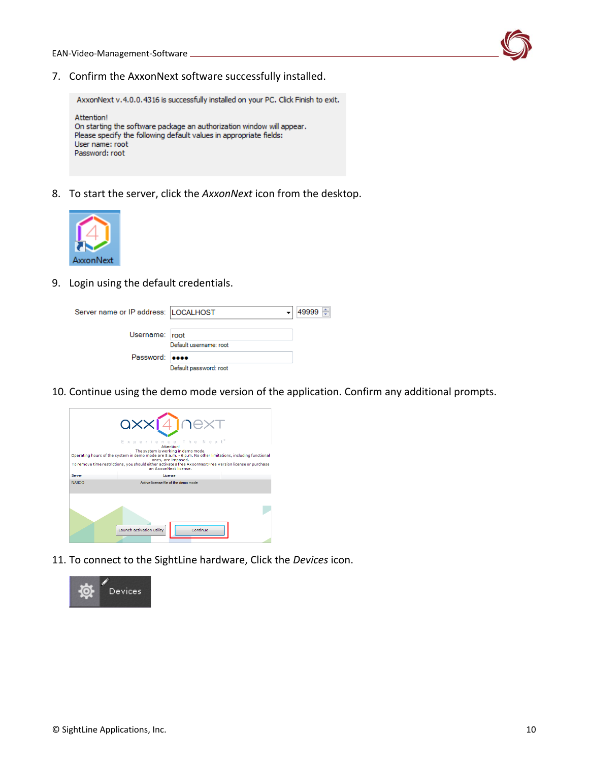7. Confirm the AxxonNext software successfully installed.

AxxonNext v.4.0.0.4316 is successfully installed on your PC. Click Finish to exit.

Attention!
On starting the software package an authorization window will appear.
Please specify the following default values in appropriate fields:
User name: root
Password: root

8. To start the server, click the *AxxonNext* icon from the desktop.

AxxonNext

9. Login using the default credentials.

Server name or IP address: LOCALHOST 49999

Username: root
Default username: root

Password: ●●●●
Default password: root

10. Continue using the demo mode version of the application. Confirm any additional prompts.

Attention!
The system is working in demo mode.
Operating hours of the system in demo mode are 8 a.m. - 6 p.m. No other limitations, including functional ones, are imposed.
To remove time restrictions, you should either activate a free AxxonNext Free Version license or purchase an AxxonNext license.

| Server | License |
| --- | --- |
| NABOO | Active license file of the demo mode |

Launch activation utility | Continue

11. To connect to the SightLine hardware, Click the *Devices* icon.

Devices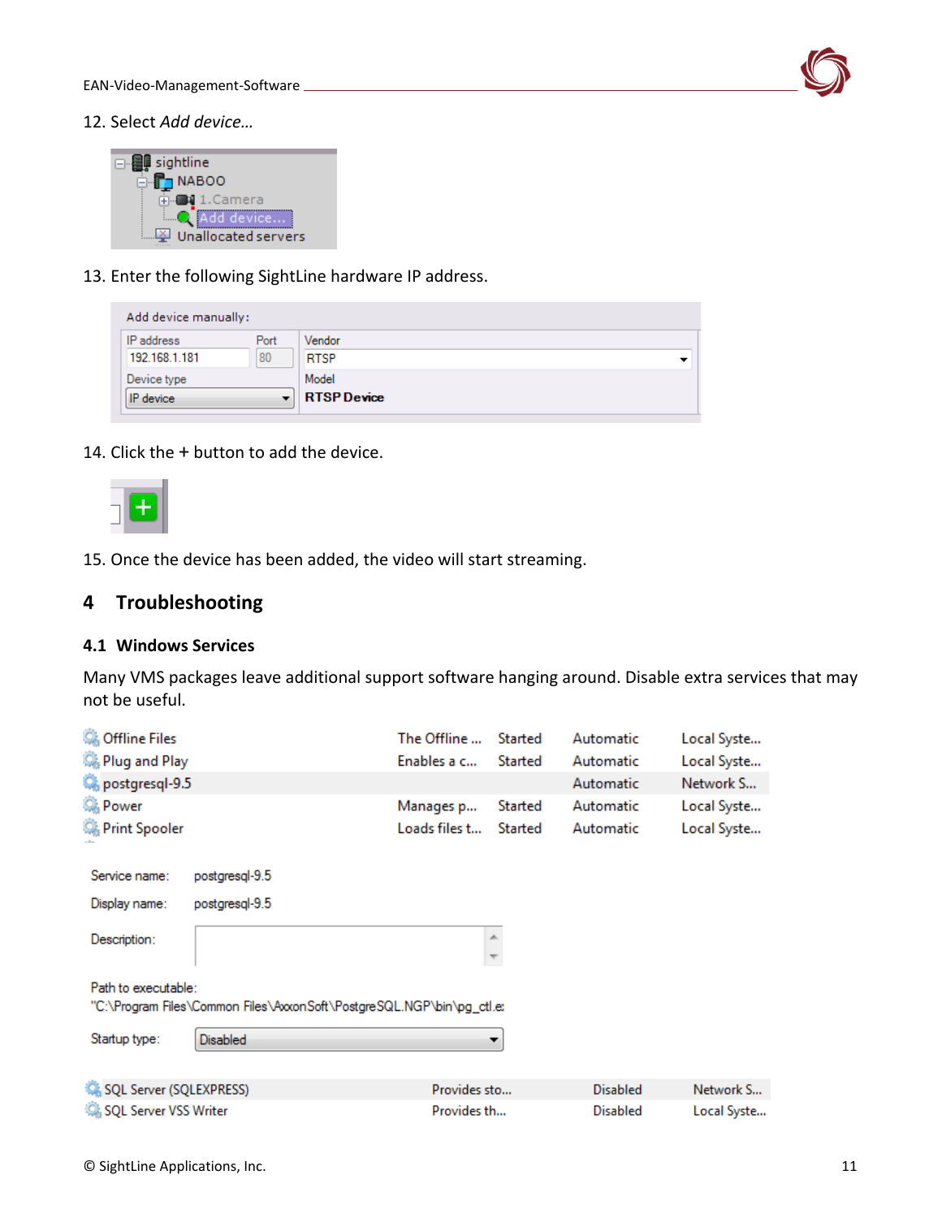12. Select *Add device…*

13. Enter the following SightLine hardware IP address.

14. Click the + button to add the device.

15. Once the device has been added, the video will start streaming.

# 4 Troubleshooting

## 4.1 Windows Services

Many VMS packages leave additional support software hanging around. Disable extra services that may not be useful.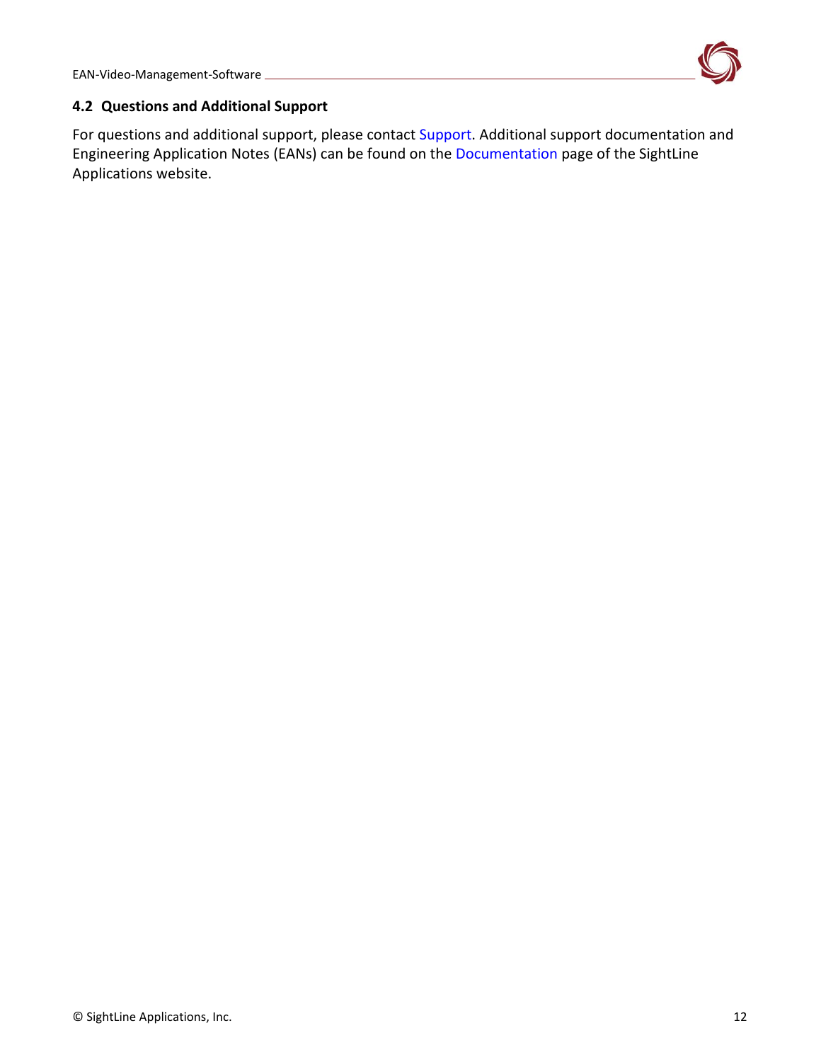## 4.2 Questions and Additional Support

For questions and additional support, please contact Support. Additional support documentation and Engineering Application Notes (EANs) can be found on the Documentation page of the SightLine Applications website.